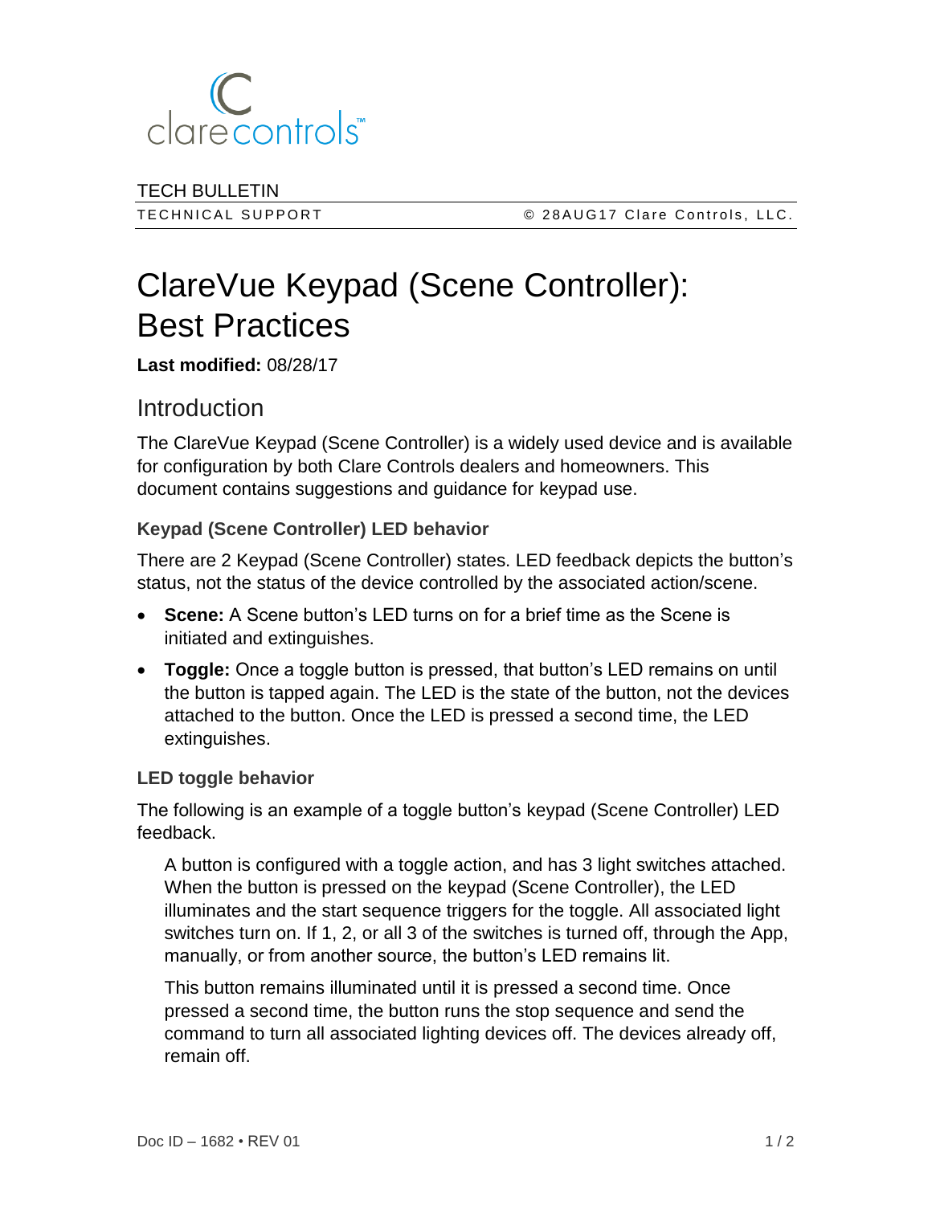clarecontrols™

TECH BULLETIN

TECHNICAL SUPPORT © 28AUG17 Clare Controls, LLC.

# ClareVue Keypad (Scene Controller): Best Practices

**Last modified:** 08/28/17

## Introduction

The ClareVue Keypad (Scene Controller) is a widely used device and is available for configuration by both Clare Controls dealers and homeowners. This document contains suggestions and guidance for keypad use.

### Keypad (Scene Controller) LED behavior

There are 2 Keypad (Scene Controller) states. LED feedback depicts the button's status, not the status of the device controlled by the associated action/scene.

- **Scene:** A Scene button's LED turns on for a brief time as the Scene is initiated and extinguishes.
- **Toggle:** Once a toggle button is pressed, that button's LED remains on until the button is tapped again. The LED is the state of the button, not the devices attached to the button. Once the LED is pressed a second time, the LED extinguishes.

### LED toggle behavior

The following is an example of a toggle button's keypad (Scene Controller) LED feedback.

> A button is configured with a toggle action, and has 3 light switches attached. When the button is pressed on the keypad (Scene Controller), the LED illuminates and the start sequence triggers for the toggle. All associated light switches turn on. If 1, 2, or all 3 of the switches is turned off, through the App, manually, or from another source, the button's LED remains lit.
>
> This button remains illuminated until it is pressed a second time. Once pressed a second time, the button runs the stop sequence and send the command to turn all associated lighting devices off. The devices already off, remain off.

Doc ID – 1682 • REV 01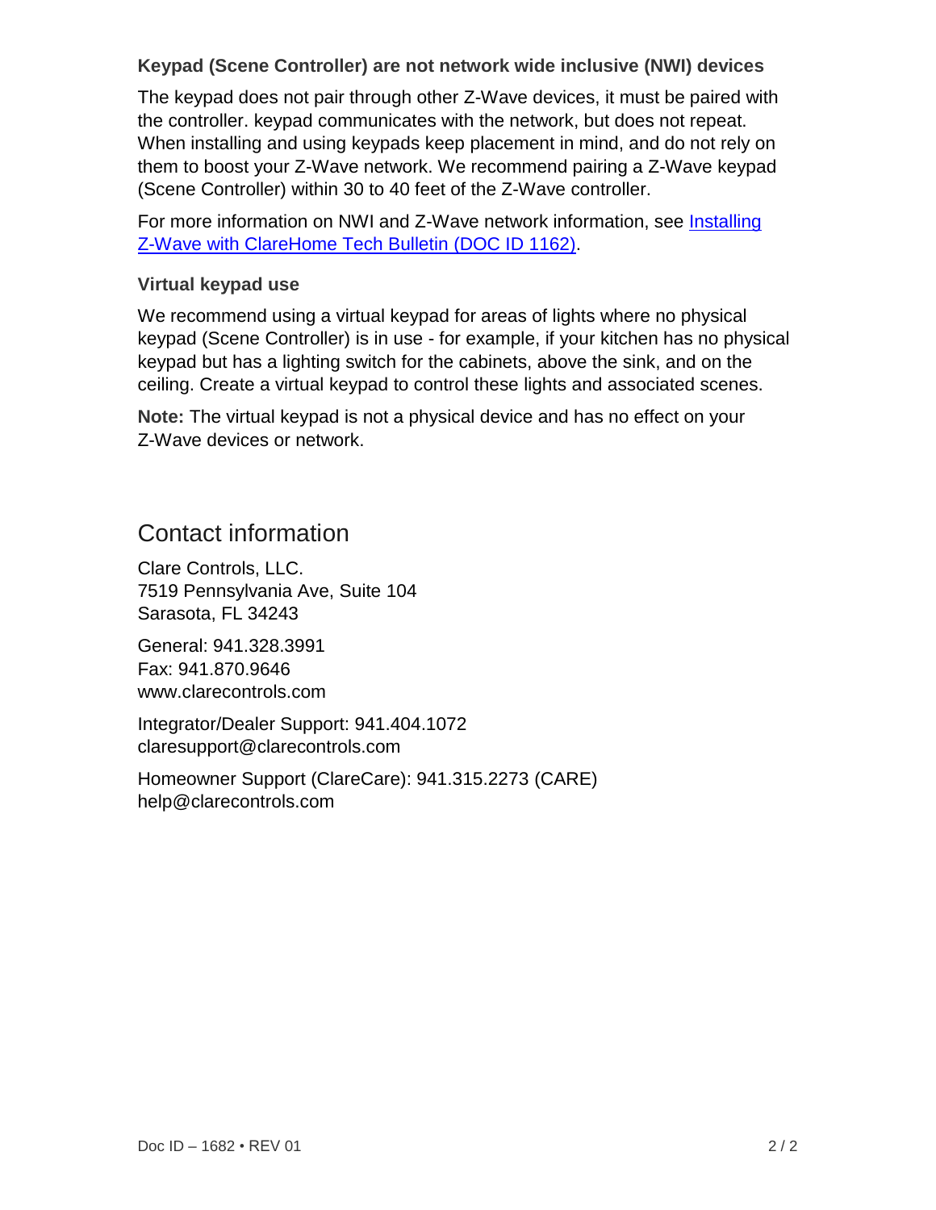### Keypad (Scene Controller) are not network wide inclusive (NWI) devices

The keypad does not pair through other Z-Wave devices, it must be paired with the controller. keypad communicates with the network, but does not repeat. When installing and using keypads keep placement in mind, and do not rely on them to boost your Z-Wave network. We recommend pairing a Z-Wave keypad (Scene Controller) within 30 to 40 feet of the Z-Wave controller.

For more information on NWI and Z-Wave network information, see Installing Z-Wave with ClareHome Tech Bulletin (DOC ID 1162).

### Virtual keypad use

We recommend using a virtual keypad for areas of lights where no physical keypad (Scene Controller) is in use - for example, if your kitchen has no physical keypad but has a lighting switch for the cabinets, above the sink, and on the ceiling. Create a virtual keypad to control these lights and associated scenes.

**Note:** The virtual keypad is not a physical device and has no effect on your Z-Wave devices or network.

## Contact information

Clare Controls, LLC.
7519 Pennsylvania Ave, Suite 104
Sarasota, FL 34243

General: 941.328.3991
Fax: 941.870.9646
www.clarecontrols.com

Integrator/Dealer Support: 941.404.1072
claresupport@clarecontrols.com

Homeowner Support (ClareCare): 941.315.2273 (CARE)
help@clarecontrols.com

Doc ID – 1682 • REV 01